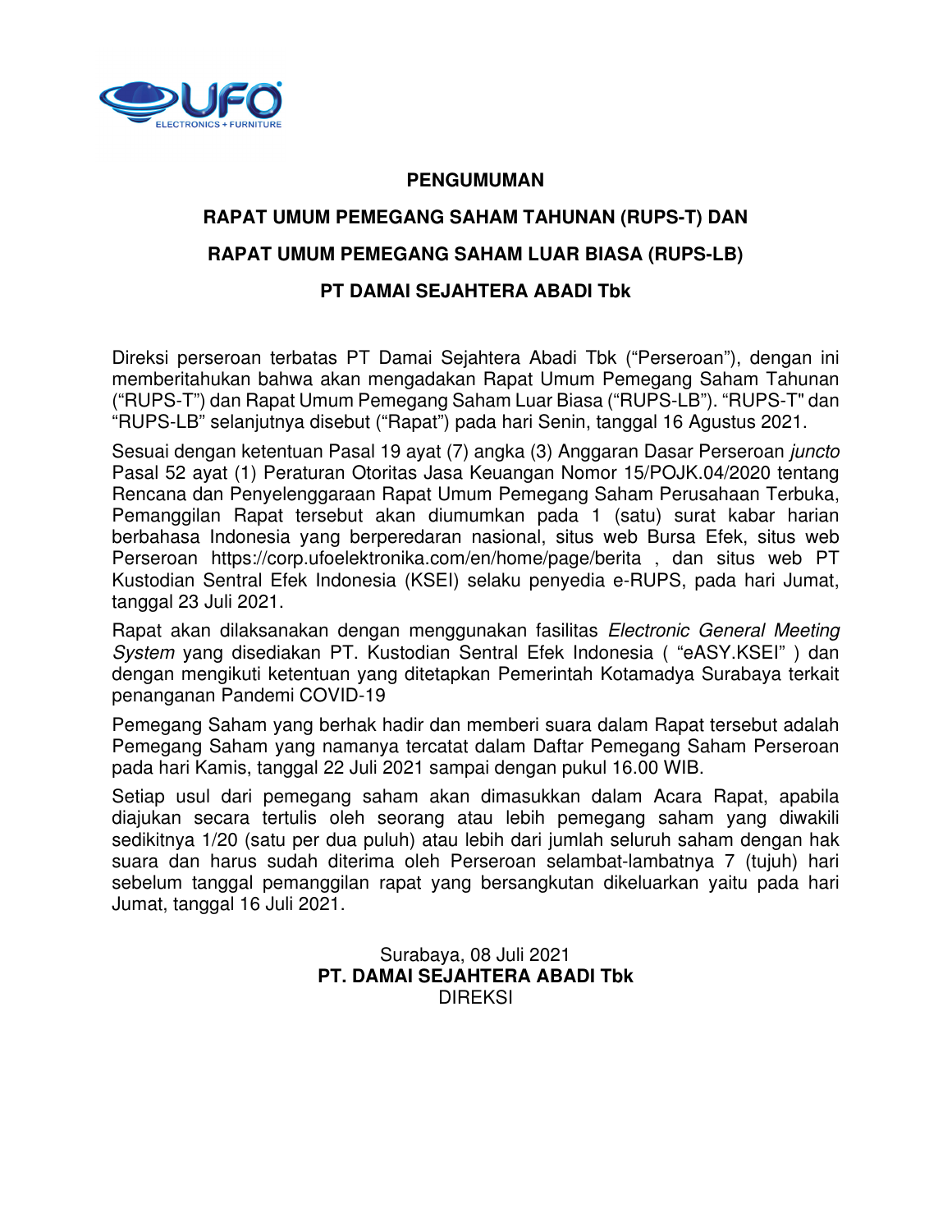# PENGUMUMAN

## RAPAT UMUM PEMEGANG SAHAM TAHUNAN (RUPS-T) DAN

## RAPAT UMUM PEMEGANG SAHAM LUAR BIASA (RUPS-LB)

## PT DAMAI SEJAHTERA ABADI Tbk

Direksi perseroan terbatas PT Damai Sejahtera Abadi Tbk ("Perseroan"), dengan ini memberitahukan bahwa akan mengadakan Rapat Umum Pemegang Saham Tahunan ("RUPS-T") dan Rapat Umum Pemegang Saham Luar Biasa ("RUPS-LB"). "RUPS-T" dan "RUPS-LB" selanjutnya disebut ("Rapat") pada hari Senin, tanggal 16 Agustus 2021.

Sesuai dengan ketentuan Pasal 19 ayat (7) angka (3) Anggaran Dasar Perseroan *juncto* Pasal 52 ayat (1) Peraturan Otoritas Jasa Keuangan Nomor 15/POJK.04/2020 tentang Rencana dan Penyelenggaraan Rapat Umum Pemegang Saham Perusahaan Terbuka, Pemanggilan Rapat tersebut akan diumumkan pada 1 (satu) surat kabar harian berbahasa Indonesia yang berperedaran nasional, situs web Bursa Efek, situs web Perseroan https://corp.ufoelektronika.com/en/home/page/berita , dan situs web PT Kustodian Sentral Efek Indonesia (KSEI) selaku penyedia e-RUPS, pada hari Jumat, tanggal 23 Juli 2021.

Rapat akan dilaksanakan dengan menggunakan fasilitas *Electronic General Meeting System* yang disediakan PT. Kustodian Sentral Efek Indonesia ( "eASY.KSEI" ) dan dengan mengikuti ketentuan yang ditetapkan Pemerintah Kotamadya Surabaya terkait penanganan Pandemi COVID-19

Pemegang Saham yang berhak hadir dan memberi suara dalam Rapat tersebut adalah Pemegang Saham yang namanya tercatat dalam Daftar Pemegang Saham Perseroan pada hari Kamis, tanggal 22 Juli 2021 sampai dengan pukul 16.00 WIB.

Setiap usul dari pemegang saham akan dimasukkan dalam Acara Rapat, apabila diajukan secara tertulis oleh seorang atau lebih pemegang saham yang diwakili sedikitnya 1/20 (satu per dua puluh) atau lebih dari jumlah seluruh saham dengan hak suara dan harus sudah diterima oleh Perseroan selambat-lambatnya 7 (tujuh) hari sebelum tanggal pemanggilan rapat yang bersangkutan dikeluarkan yaitu pada hari Jumat, tanggal 16 Juli 2021.

Surabaya, 08 Juli 2021

**PT. DAMAI SEJAHTERA ABADI Tbk**

DIREKSI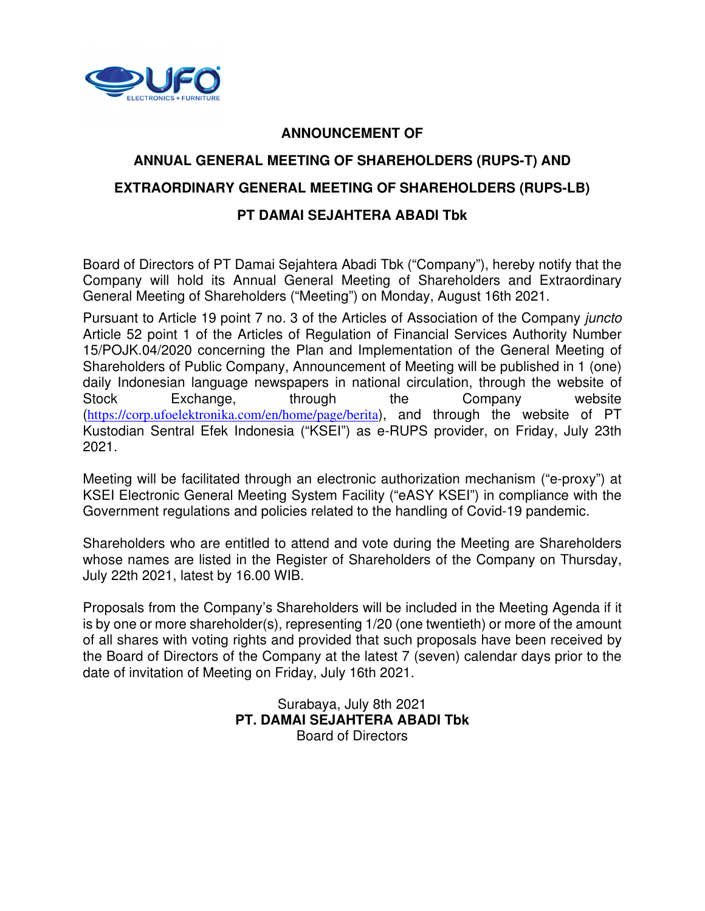# ANNOUNCEMENT OF

# ANNUAL GENERAL MEETING OF SHAREHOLDERS (RUPS-T) AND EXTRAORDINARY GENERAL MEETING OF SHAREHOLDERS (RUPS-LB)

# PT DAMAI SEJAHTERA ABADI Tbk

Board of Directors of PT Damai Sejahtera Abadi Tbk ("Company"), hereby notify that the Company will hold its Annual General Meeting of Shareholders and Extraordinary General Meeting of Shareholders ("Meeting") on Monday, August 16th 2021.

Pursuant to Article 19 point 7 no. 3 of the Articles of Association of the Company *juncto* Article 52 point 1 of the Articles of Regulation of Financial Services Authority Number 15/POJK.04/2020 concerning the Plan and Implementation of the General Meeting of Shareholders of Public Company, Announcement of Meeting will be published in 1 (one) daily Indonesian language newspapers in national circulation, through the website of Stock Exchange, through the Company website (https://corp.ufoelektronika.com/en/home/page/berita), and through the website of PT Kustodian Sentral Efek Indonesia ("KSEI") as e-RUPS provider, on Friday, July 23th 2021.

Meeting will be facilitated through an electronic authorization mechanism ("e-proxy") at KSEI Electronic General Meeting System Facility ("eASY KSEI") in compliance with the Government regulations and policies related to the handling of Covid-19 pandemic.

Shareholders who are entitled to attend and vote during the Meeting are Shareholders whose names are listed in the Register of Shareholders of the Company on Thursday, July 22th 2021, latest by 16.00 WIB.

Proposals from the Company's Shareholders will be included in the Meeting Agenda if it is by one or more shareholder(s), representing 1/20 (one twentieth) or more of the amount of all shares with voting rights and provided that such proposals have been received by the Board of Directors of the Company at the latest 7 (seven) calendar days prior to the date of invitation of Meeting on Friday, July 16th 2021.

Surabaya, July 8th 2021
**PT. DAMAI SEJAHTERA ABADI Tbk**
Board of Directors